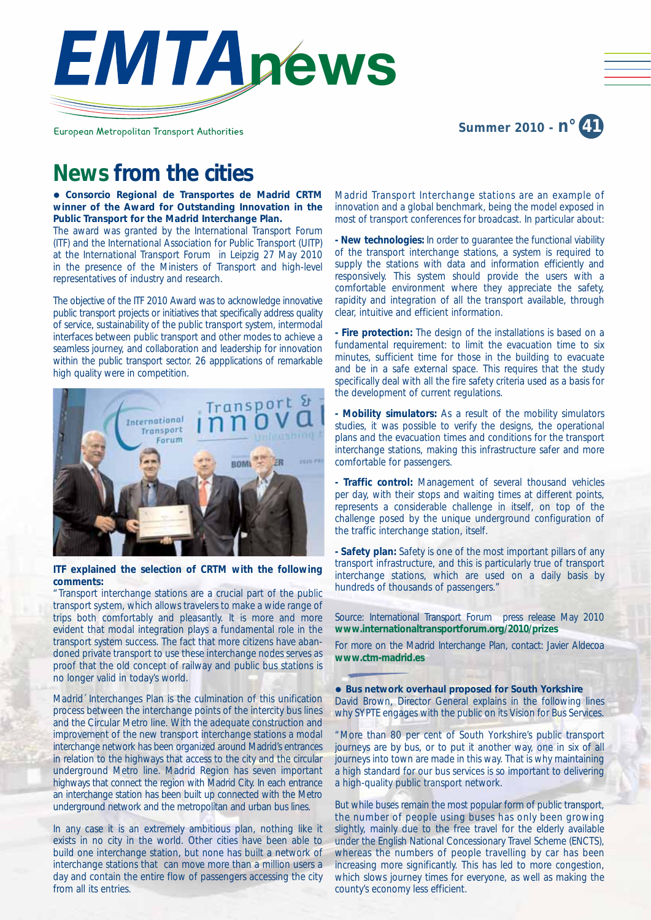# EMTAnews

European Metropolitan Transport Authorities

Summer 2010 - n° 41

## News from the cities

**● Consorcio Regional de Transportes de Madrid CRTM winner of the Award for Outstanding Innovation in the Public Transport for the Madrid Interchange Plan.**

The award was granted by the International Transport Forum (ITF) and the International Association for Public Transport (UITP) at the International Transport Forum in Leipzig 27 May 2010 in the presence of the Ministers of Transport and high-level representatives of industry and research.

The objective of the ITF 2010 Award was to acknowledge innovative public transport projects or initiatives that specifically address quality of service, sustainability of the public transport system, intermodal interfaces between public transport and other modes to achieve a seamless journey, and collaboration and leadership for innovation within the public transport sector. 26 appplications of remarkable high quality were in competition.

**ITF explained the selection of CRTM with the following comments:**

"Transport interchange stations are a crucial part of the public transport system, which allows travelers to make a wide range of trips both comfortably and pleasantly. It is more and more evident that modal integration plays a fundamental role in the transport system success. The fact that more citizens have abandoned private transport to use these interchange nodes serves as proof that the old concept of railway and public bus stations is no longer valid in today's world.

Madrid´ Interchanges Plan is the culmination of this unification process between the interchange points of the intercity bus lines and the Circular Metro line. With the adequate construction and improvement of the new transport interchange stations a modal interchange network has been organized around Madrid's entrances in relation to the highways that access to the city and the circular underground Metro line. Madrid Region has seven important highways that connect the region with Madrid City. In each entrance an interchange station has been built up connected with the Metro underground network and the metropolitan and urban bus lines.

In any case it is an extremely ambitious plan, nothing like it exists in no city in the world. Other cities have been able to build one interchange station, but none has built a network of interchange stations that can move more than a million users a day and contain the entire flow of passengers accessing the city from all its entries.

Madrid Transport Interchange stations are an example of innovation and a global benchmark, being the model exposed in most of transport conferences for broadcast. In particular about:

**- New technologies:** In order to guarantee the functional viability of the transport interchange stations, a system is required to supply the stations with data and information efficiently and responsively. This system should provide the users with a comfortable environment where they appreciate the safety, rapidity and integration of all the transport available, through clear, intuitive and efficient information.

**- Fire protection:** The design of the installations is based on a fundamental requirement: to limit the evacuation time to six minutes, sufficient time for those in the building to evacuate and be in a safe external space. This requires that the study specifically deal with all the fire safety criteria used as a basis for the development of current regulations.

**- Mobility simulators:** As a result of the mobility simulators studies, it was possible to verify the designs, the operational plans and the evacuation times and conditions for the transport interchange stations, making this infrastructure safer and more comfortable for passengers.

**- Traffic control:** Management of several thousand vehicles per day, with their stops and waiting times at different points, represents a considerable challenge in itself, on top of the challenge posed by the unique underground configuration of the traffic interchange station, itself.

**- Safety plan:** Safety is one of the most important pillars of any transport infrastructure, and this is particularly true of transport interchange stations, which are used on a daily basis by hundreds of thousands of passengers."

Source: International Transport Forum press release May 2010
**www.internationaltransportforum.org/2010/prizes**

For more on the Madrid Interchange Plan, contact: Javier Aldecoa
**www.ctm-madrid.es**

**● Bus network overhaul proposed for South Yorkshire**

David Brown, Director General explains in the following lines why SYPTE engages with the public on its Vision for Bus Services.

"More than 80 per cent of South Yorkshire's public transport journeys are by bus, or to put it another way, one in six of all journeys into town are made in this way. That is why maintaining a high standard for our bus services is so important to delivering a high-quality public transport network.

But while buses remain the most popular form of public transport, the number of people using buses has only been growing slightly, mainly due to the free travel for the elderly available under the English National Concessionary Travel Scheme (ENCTS), whereas the numbers of people travelling by car has been increasing more significantly. This has led to more congestion, which slows journey times for everyone, as well as making the county's economy less efficient.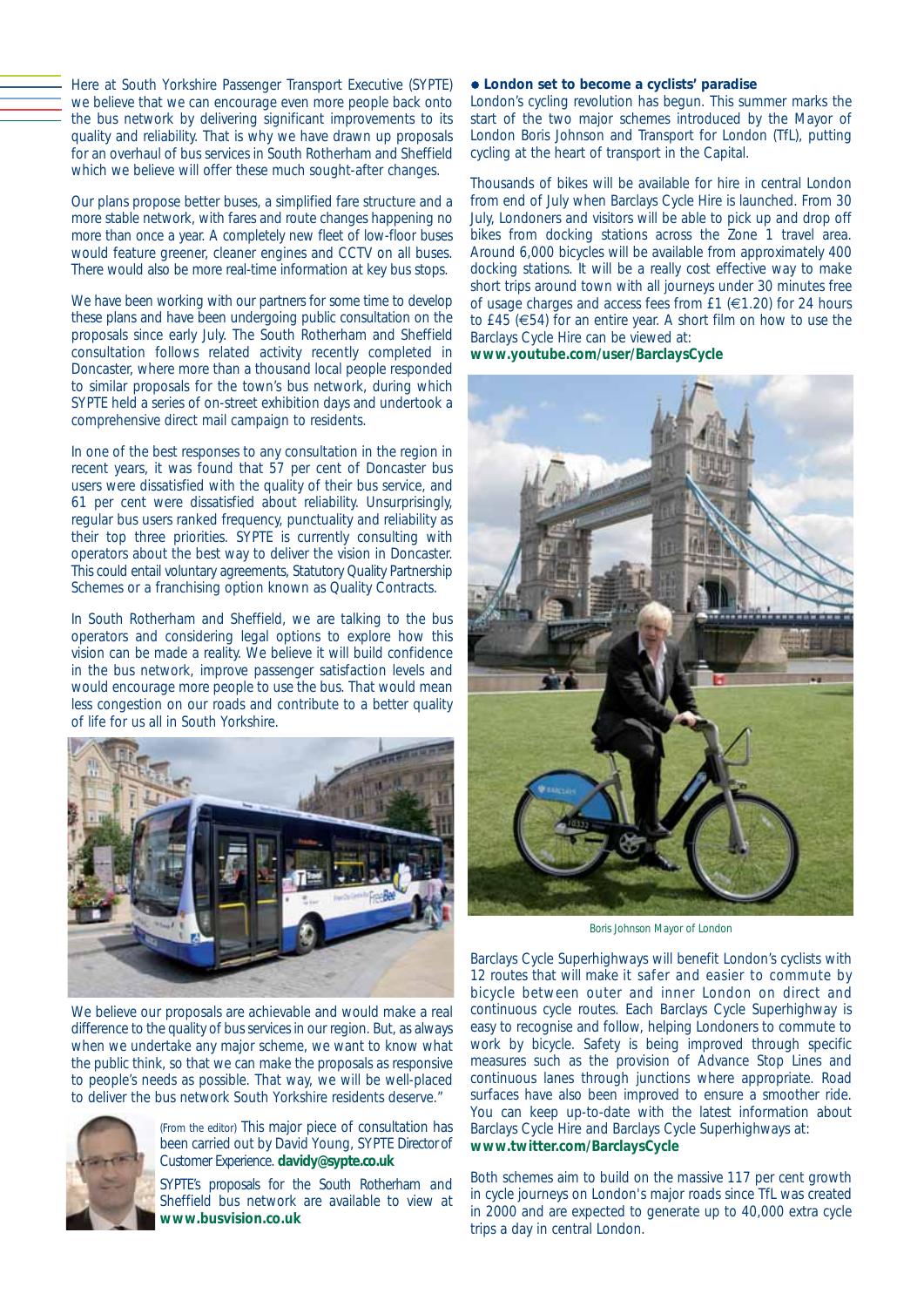Here at South Yorkshire Passenger Transport Executive (SYPTE) we believe that we can encourage even more people back onto the bus network by delivering significant improvements to its quality and reliability. That is why we have drawn up proposals for an overhaul of bus services in South Rotherham and Sheffield which we believe will offer these much sought-after changes.

Our plans propose better buses, a simplified fare structure and a more stable network, with fares and route changes happening no more than once a year. A completely new fleet of low-floor buses would feature greener, cleaner engines and CCTV on all buses. There would also be more real-time information at key bus stops.

We have been working with our partners for some time to develop these plans and have been undergoing public consultation on the proposals since early July. The South Rotherham and Sheffield consultation follows related activity recently completed in Doncaster, where more than a thousand local people responded to similar proposals for the town's bus network, during which SYPTE held a series of on-street exhibition days and undertook a comprehensive direct mail campaign to residents.

In one of the best responses to any consultation in the region in recent years, it was found that 57 per cent of Doncaster bus users were dissatisfied with the quality of their bus service, and 61 per cent were dissatisfied about reliability. Unsurprisingly, regular bus users ranked frequency, punctuality and reliability as their top three priorities. SYPTE is currently consulting with operators about the best way to deliver the vision in Doncaster. This could entail voluntary agreements, Statutory Quality Partnership Schemes or a franchising option known as Quality Contracts.

In South Rotherham and Sheffield, we are talking to the bus operators and considering legal options to explore how this vision can be made a reality. We believe it will build confidence in the bus network, improve passenger satisfaction levels and would encourage more people to use the bus. That would mean less congestion on our roads and contribute to a better quality of life for us all in South Yorkshire.

We believe our proposals are achievable and would make a real difference to the quality of bus services in our region. But, as always when we undertake any major scheme, we want to know what the public think, so that we can make the proposals as responsive to people's needs as possible. That way, we will be well-placed to deliver the bus network South Yorkshire residents deserve."

(From the editor) This major piece of consultation has been carried out by David Young, SYPTE Director of Customer Experience. **davidy@sypte.co.uk**

SYPTE's proposals for the South Rotherham and Sheffield bus network are available to view at **www.busvision.co.uk**

- **London set to become a cyclists' paradise**

London's cycling revolution has begun. This summer marks the start of the two major schemes introduced by the Mayor of London Boris Johnson and Transport for London (TfL), putting cycling at the heart of transport in the Capital.

Thousands of bikes will be available for hire in central London from end of July when Barclays Cycle Hire is launched. From 30 July, Londoners and visitors will be able to pick up and drop off bikes from docking stations across the Zone 1 travel area. Around 6,000 bicycles will be available from approximately 400 docking stations. It will be a really cost effective way to make short trips around town with all journeys under 30 minutes free of usage charges and access fees from £1 (€1.20) for 24 hours to £45 (€54) for an entire year. A short film on how to use the Barclays Cycle Hire can be viewed at:
**www.youtube.com/user/BarclaysCycle**

Boris Johnson Mayor of London

Barclays Cycle Superhighways will benefit London's cyclists with 12 routes that will make it safer and easier to commute by bicycle between outer and inner London on direct and continuous cycle routes. Each Barclays Cycle Superhighway is easy to recognise and follow, helping Londoners to commute to work by bicycle. Safety is being improved through specific measures such as the provision of Advance Stop Lines and continuous lanes through junctions where appropriate. Road surfaces have also been improved to ensure a smoother ride. You can keep up-to-date with the latest information about Barclays Cycle Hire and Barclays Cycle Superhighways at:
**www.twitter.com/BarclaysCycle**

Both schemes aim to build on the massive 117 per cent growth in cycle journeys on London's major roads since TfL was created in 2000 and are expected to generate up to 40,000 extra cycle trips a day in central London.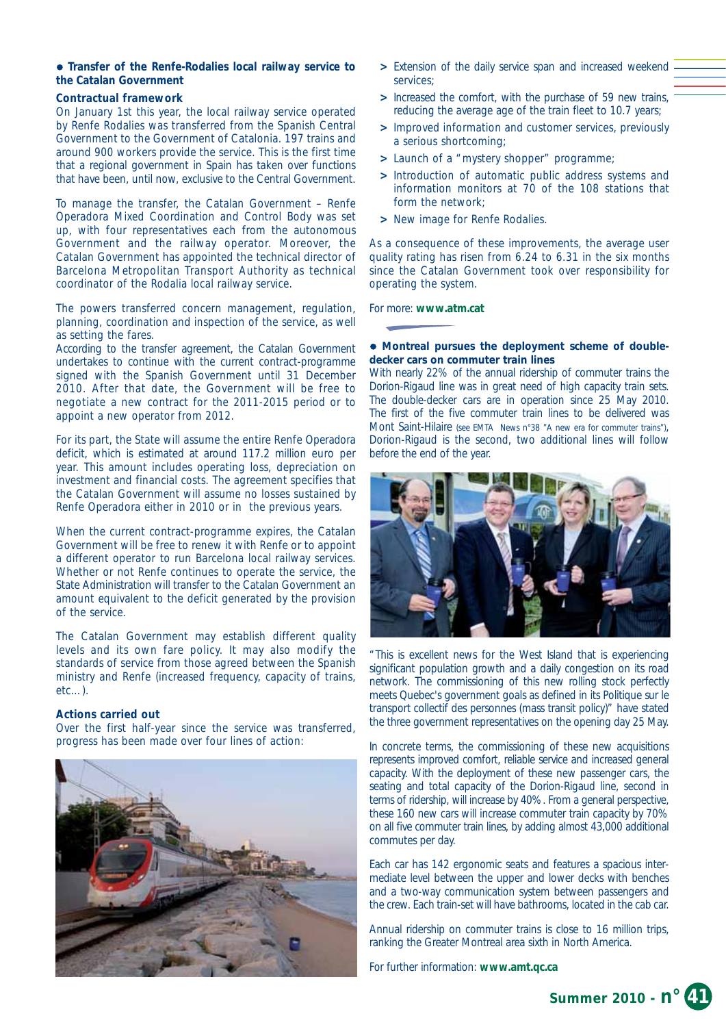## • Transfer of the Renfe-Rodalies local railway service to the Catalan Government

### Contractual framework

On January 1st this year, the local railway service operated by Renfe Rodalies was transferred from the Spanish Central Government to the Government of Catalonia. 197 trains and around 900 workers provide the service. This is the first time that a regional government in Spain has taken over functions that have been, until now, exclusive to the Central Government.

To manage the transfer, the Catalan Government – Renfe Operadora Mixed Coordination and Control Body was set up, with four representatives each from the autonomous Government and the railway operator. Moreover, the Catalan Government has appointed the technical director of Barcelona Metropolitan Transport Authority as technical coordinator of the Rodalia local railway service.

The powers transferred concern management, regulation, planning, coordination and inspection of the service, as well as setting the fares.

According to the transfer agreement, the Catalan Government undertakes to continue with the current contract-programme signed with the Spanish Government until 31 December 2010. After that date, the Government will be free to negotiate a new contract for the 2011-2015 period or to appoint a new operator from 2012.

For its part, the State will assume the entire Renfe Operadora deficit, which is estimated at around 117.2 million euro per year. This amount includes operating loss, depreciation on investment and financial costs. The agreement specifies that the Catalan Government will assume no losses sustained by Renfe Operadora either in 2010 or in the previous years.

When the current contract-programme expires, the Catalan Government will be free to renew it with Renfe or to appoint a different operator to run Barcelona local railway services. Whether or not Renfe continues to operate the service, the State Administration will transfer to the Catalan Government an amount equivalent to the deficit generated by the provision of the service.

The Catalan Government may establish different quality levels and its own fare policy. It may also modify the standards of service from those agreed between the Spanish ministry and Renfe (increased frequency, capacity of trains, etc…).

### Actions carried out

Over the first half-year since the service was transferred, progress has been made over four lines of action:

> Extension of the daily service span and increased weekend services;

> Increased the comfort, with the purchase of 59 new trains, reducing the average age of the train fleet to 10.7 years;

> Improved information and customer services, previously a serious shortcoming;

> Launch of a "mystery shopper" programme;

> Introduction of automatic public address systems and information monitors at 70 of the 108 stations that form the network;

> New image for Renfe Rodalies.

As a consequence of these improvements, the average user quality rating has risen from 6.24 to 6.31 in the six months since the Catalan Government took over responsibility for operating the system.

For more: **www.atm.cat**

## • Montreal pursues the deployment scheme of double-decker cars on commuter train lines

With nearly 22% of the annual ridership of commuter trains the Dorion-Rigaud line was in great need of high capacity train sets. The double-decker cars are in operation since 25 May 2010. The first of the five commuter train lines to be delivered was Mont Saint-Hilaire (see EMTA News n°38 "A new era for commuter trains"), Dorion-Rigaud is the second, two additional lines will follow before the end of the year.

"This is excellent news for the West Island that is experiencing significant population growth and a daily congestion on its road network. The commissioning of this new rolling stock perfectly meets Quebec's government goals as defined in its Politique sur le transport collectif des personnes (mass transit policy)" have stated the three government representatives on the opening day 25 May.

In concrete terms, the commissioning of these new acquisitions represents improved comfort, reliable service and increased general capacity. With the deployment of these new passenger cars, the seating and total capacity of the Dorion-Rigaud line, second in terms of ridership, will increase by 40%. From a general perspective, these 160 new cars will increase commuter train capacity by 70% on all five commuter train lines, by adding almost 43,000 additional commutes per day.

Each car has 142 ergonomic seats and features a spacious intermediate level between the upper and lower decks with benches and a two-way communication system between passengers and the crew. Each train-set will have bathrooms, located in the cab car.

Annual ridership on commuter trains is close to 16 million trips, ranking the Greater Montreal area sixth in North America.

For further information: **www.amt.qc.ca**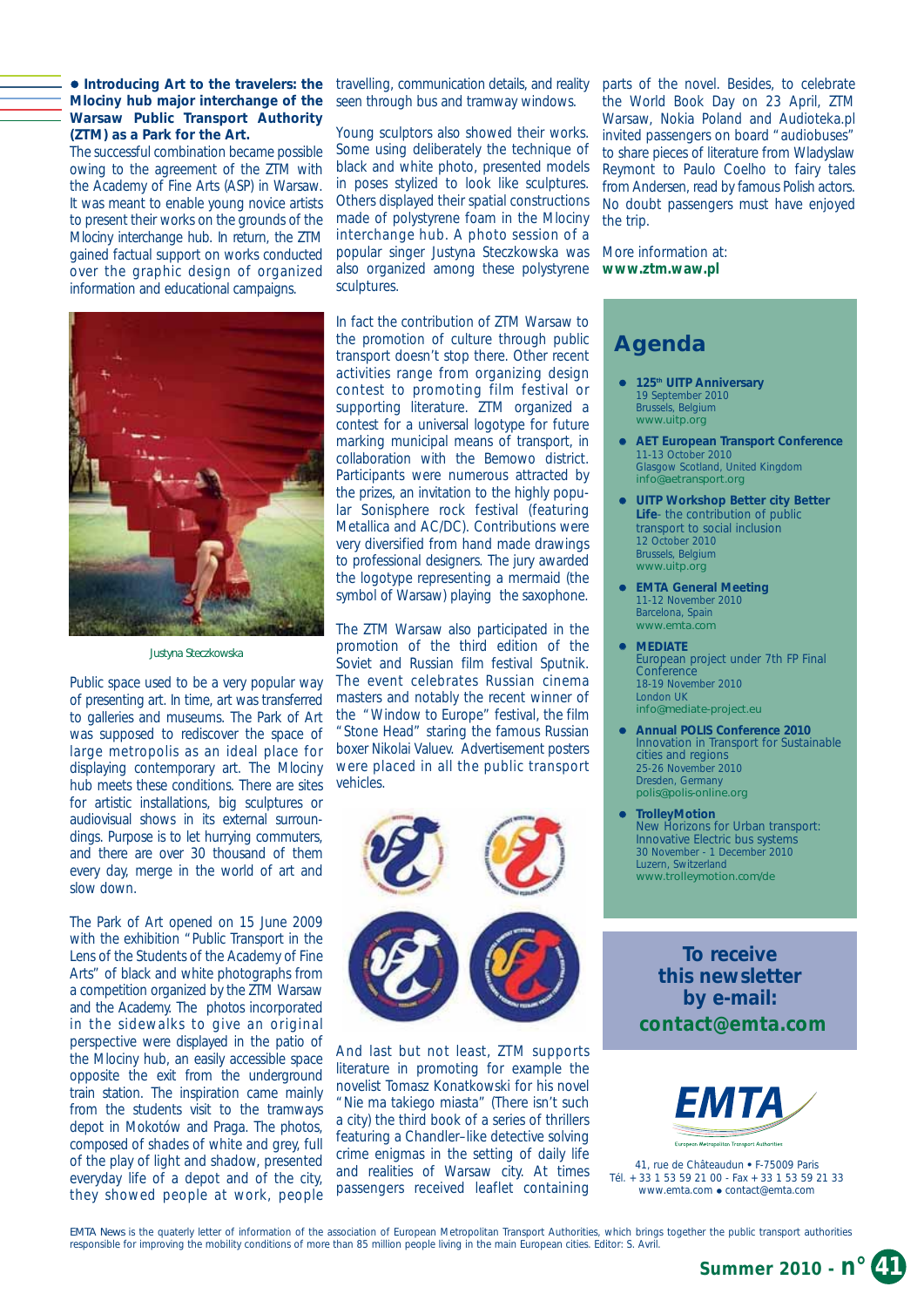**• Introducing Art to the travelers: the Mlociny hub major interchange of the Warsaw Public Transport Authority (ZTM) as a Park for the Art.**

The successful combination became possible owing to the agreement of the ZTM with the Academy of Fine Arts (ASP) in Warsaw. It was meant to enable young novice artists to present their works on the grounds of the Mlociny interchange hub. In return, the ZTM gained factual support on works conducted over the graphic design of organized information and educational campaigns.

Justyna Steczkowska

Public space used to be a very popular way of presenting art. In time, art was transferred to galleries and museums. The Park of Art was supposed to rediscover the space of large metropolis as an ideal place for displaying contemporary art. The Mlociny hub meets these conditions. There are sites for artistic installations, big sculptures or audiovisual shows in its external surroundings. Purpose is to let hurrying commuters, and there are over 30 thousand of them every day, merge in the world of art and slow down.

The Park of Art opened on 15 June 2009 with the exhibition "Public Transport in the Lens of the Students of the Academy of Fine Arts" of black and white photographs from a competition organized by the ZTM Warsaw and the Academy. The photos incorporated in the sidewalks to give an original perspective were displayed in the patio of the Mlociny hub, an easily accessible space opposite the exit from the underground train station. The inspiration came mainly from the students visit to the tramways depot in Mokotów and Praga. The photos, composed of shades of white and grey, full of the play of light and shadow, presented everyday life of a depot and of the city, they showed people at work, people travelling, communication details, and reality seen through bus and tramway windows.

Young sculptors also showed their works. Some using deliberately the technique of black and white photo, presented models in poses stylized to look like sculptures. Others displayed their spatial constructions made of polystyrene foam in the Mlociny interchange hub. A photo session of a popular singer Justyna Steczkowska was also organized among these polystyrene sculptures.

In fact the contribution of ZTM Warsaw to the promotion of culture through public transport doesn't stop there. Other recent activities range from organizing design contest to promoting film festival or supporting literature. ZTM organized a contest for a universal logotype for future marking municipal means of transport, in collaboration with the Bemowo district. Participants were numerous attracted by the prizes, an invitation to the highly popular Sonisphere rock festival (featuring Metallica and AC/DC). Contributions were very diversified from hand made drawings to professional designers. The jury awarded the logotype representing a mermaid (the symbol of Warsaw) playing the saxophone.

The ZTM Warsaw also participated in the promotion of the third edition of the Soviet and Russian film festival Sputnik. The event celebrates Russian cinema masters and notably the recent winner of the "Window to Europe" festival, the film "Stone Head" staring the famous Russian boxer Nikolai Valuev. Advertisement posters were placed in all the public transport vehicles.

And last but not least, ZTM supports literature in promoting for example the novelist Tomasz Konatkowski for his novel "Nie ma takiego miasta" (There isn't such a city) the third book of a series of thrillers featuring a Chandler–like detective solving crime enigmas in the setting of daily life and realities of Warsaw city. At times passengers received leaflet containing parts of the novel. Besides, to celebrate the World Book Day on 23 April, ZTM Warsaw, Nokia Poland and Audioteka.pl invited passengers on board "audiobuses" to share pieces of literature from Wladyslaw Reymont to Paulo Coelho to fairy tales from Andersen, read by famous Polish actors. No doubt passengers must have enjoyed the trip.

More information at: **www.ztm.waw.pl**

## Agenda

- **125th UITP Anniversary**
  19 September 2010
  Brussels, Belgium
  www.uitp.org
- **AET European Transport Conference**
  11-13 October 2010
  Glasgow Scotland, United Kingdom
  info@aetransport.org
- **UITP Workshop Better city Better Life**- the contribution of public transport to social inclusion
  12 October 2010
  Brussels, Belgium
  www.uitp.org
- **EMTA General Meeting**
  11-12 November 2010
  Barcelona, Spain
  www.emta.com
- **MEDIATE**
  European project under 7th FP Final Conference
  18-19 November 2010
  London UK
  info@mediate-project.eu
- **Annual POLIS Conference 2010**
  Innovation in Transport for Sustainable cities and regions
  25-26 November 2010
  Dresden, Germany
  polis@polis-online.org
- **TrolleyMotion**
  New Horizons for Urban transport: Innovative Electric bus systems
  30 November - 1 December 2010
  Luzern, Switzerland
  www.trolleymotion.com/de

**To receive this newsletter by e-mail: contact@emta.com**

EMTA
European Metropolitan Transport Authorities

41, rue de Châteaudun • F-75009 Paris
Tél. + 33 1 53 59 21 00 - Fax + 33 1 53 59 21 33
www.emta.com • contact@emta.com

EMTA News is the quaterly letter of information of the association of European Metropolitan Transport Authorities, which brings together the public transport authorities responsible for improving the mobility conditions of more than 85 million people living in the main European cities. Editor: S. Avril.

**Summer 2010 - n° 41**